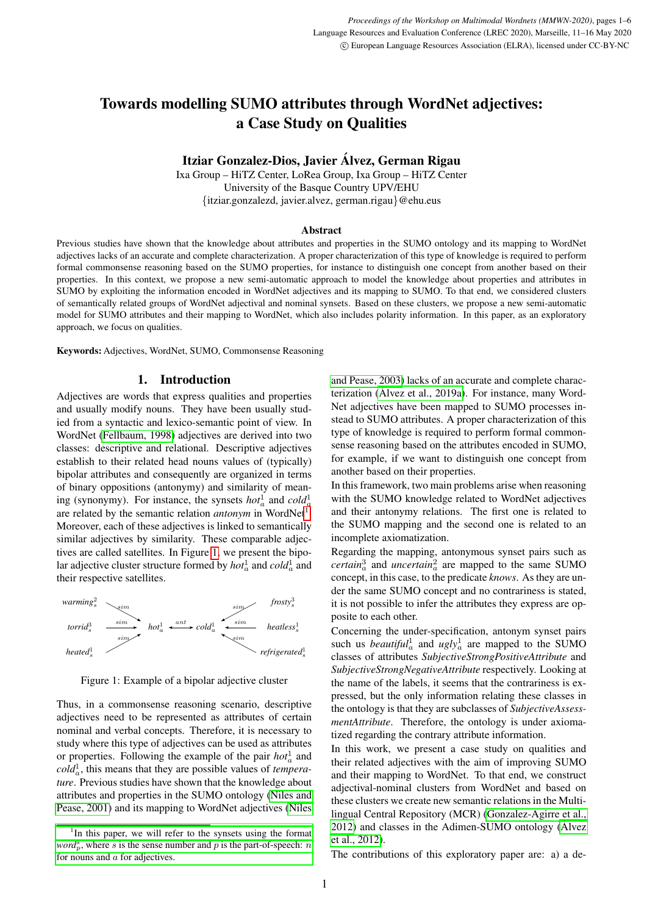# Towards modelling SUMO attributes through WordNet adjectives: a Case Study on Qualities

**Itziar Gonzalez-Dios, Javier Álvez, German Rigau**

Ixa Group – HiTZ Center, LoRea Group, Ixa Group – HiTZ Center
University of the Basque Country UPV/EHU
{itziar.gonzalezd, javier.alvez, german.rigau}@ehu.eus

## Abstract

Previous studies have shown that the knowledge about attributes and properties in the SUMO ontology and its mapping to WordNet adjectives lacks of an accurate and complete characterization. A proper characterization of this type of knowledge is required to perform formal commonsense reasoning based on the SUMO properties, for instance to distinguish one concept from another based on their properties. In this context, we propose a new semi-automatic approach to model the knowledge about properties and attributes in SUMO by exploiting the information encoded in WordNet adjectives and its mapping to SUMO. To that end, we considered clusters of semantically related groups of WordNet adjectival and nominal synsets. Based on these clusters, we propose a new semi-automatic model for SUMO attributes and their mapping to WordNet, which also includes polarity information. In this paper, as an exploratory approach, we focus on qualities.

**Keywords:** Adjectives, WordNet, SUMO, Commonsense Reasoning

## 1. Introduction

Adjectives are words that express qualities and properties and usually modify nouns. They have been usually studied from a syntactic and lexico-semantic point of view. In WordNet (Fellbaum, 1998) adjectives are derived into two classes: descriptive and relational. Descriptive adjectives establish to their related head nouns values of (typically) bipolar attributes and consequently are organized in terms of binary oppositions (antonymy) and similarity of meaning (synonymy). For instance, the synsets $hot_a^1$ and $cold_a^1$ are related by the semantic relation *antonym* in WordNet[1]. Moreover, each of these adjectives is linked to semantically similar adjectives by similarity. These comparable adjectives are called satellites. In Figure 1, we present the bipolar adjective cluster structure formed by $hot_a^1$ and $cold_a^1$ and their respective satellites.

| | | | | | | |
|---|---|---|---|---|---|---|
| $warming_s^2$ | $\xrightarrow{sim}$ | | | | $\xleftarrow{sim}$ | $frosty_s^3$ |
| $torrid_s^3$ | $\xrightarrow{sim}$ | $hot_a^1$ | $\xleftrightarrow{ant}$ | $cold_a^1$ | $\xleftarrow{sim}$ | $heatless_s^1$ |
| $heated_s^1$ | $\xrightarrow{sim}$ | | | | $\xleftarrow{sim}$ | $refrigerated_s^1$ |

Figure 1: Example of a bipolar adjective cluster

Thus, in a commonsense reasoning scenario, descriptive adjectives need to be represented as attributes of certain nominal and verbal concepts. Therefore, it is necessary to study where this type of adjectives can be used as attributes or properties. Following the example of the pair $hot_a^1$ and $cold_a^1$, this means that they are possible values of *temperature*. Previous studies have shown that the knowledge about attributes and properties in the SUMO ontology (Niles and Pease, 2001) and its mapping to WordNet adjectives (Niles and Pease, 2003) lacks of an accurate and complete characterization (Álvez et al., 2019a). For instance, many WordNet adjectives have been mapped to SUMO processes instead to SUMO attributes. A proper characterization of this type of knowledge is required to perform formal commonsense reasoning based on the attributes encoded in SUMO, for example, if we want to distinguish one concept from another based on their properties.

In this framework, two main problems arise when reasoning with the SUMO knowledge related to WordNet adjectives and their antonymy relations. The first one is related to the SUMO mapping and the second one is related to an incomplete axiomatization.

Regarding the mapping, antonymous synset pairs such as $certain_a^3$ and $uncertain_a^2$ are mapped to the same SUMO concept, in this case, to the predicate *knows*. As they are under the same SUMO concept and no contrariness is stated, it is not possible to infer the attributes they express are opposite to each other.

Concerning the under-specification, antonym synset pairs such us $beautiful_a^1$ and $ugly_a^1$ are mapped to the SUMO classes of attributes *SubjectiveStrongPositiveAttribute* and *SubjectiveStrongNegativeAttribute* respectively. Looking at the name of the labels, it seems that the contrariness is expressed, but the only information relating these classes in the ontology is that they are subclasses of *SubjectiveAssessmentAttribute*. Therefore, the ontology is under axiomatized regarding the contrary attribute information.

In this work, we present a case study on qualities and their related adjectives with the aim of improving SUMO and their mapping to WordNet. To that end, we construct adjectival-nominal clusters from WordNet and based on these clusters we create new semantic relations in the Multilingual Central Repository (MCR) (Gonzalez-Agirre et al., 2012) and classes in the Adimen-SUMO ontology (Álvez et al., 2012).

The contributions of this exploratory paper are: a) a de-

[1] In this paper, we will refer to the synsets using the format $word_p^s$, where $s$ is the sense number and $p$ is the part-of-speech: $n$ for nouns and $a$ for adjectives.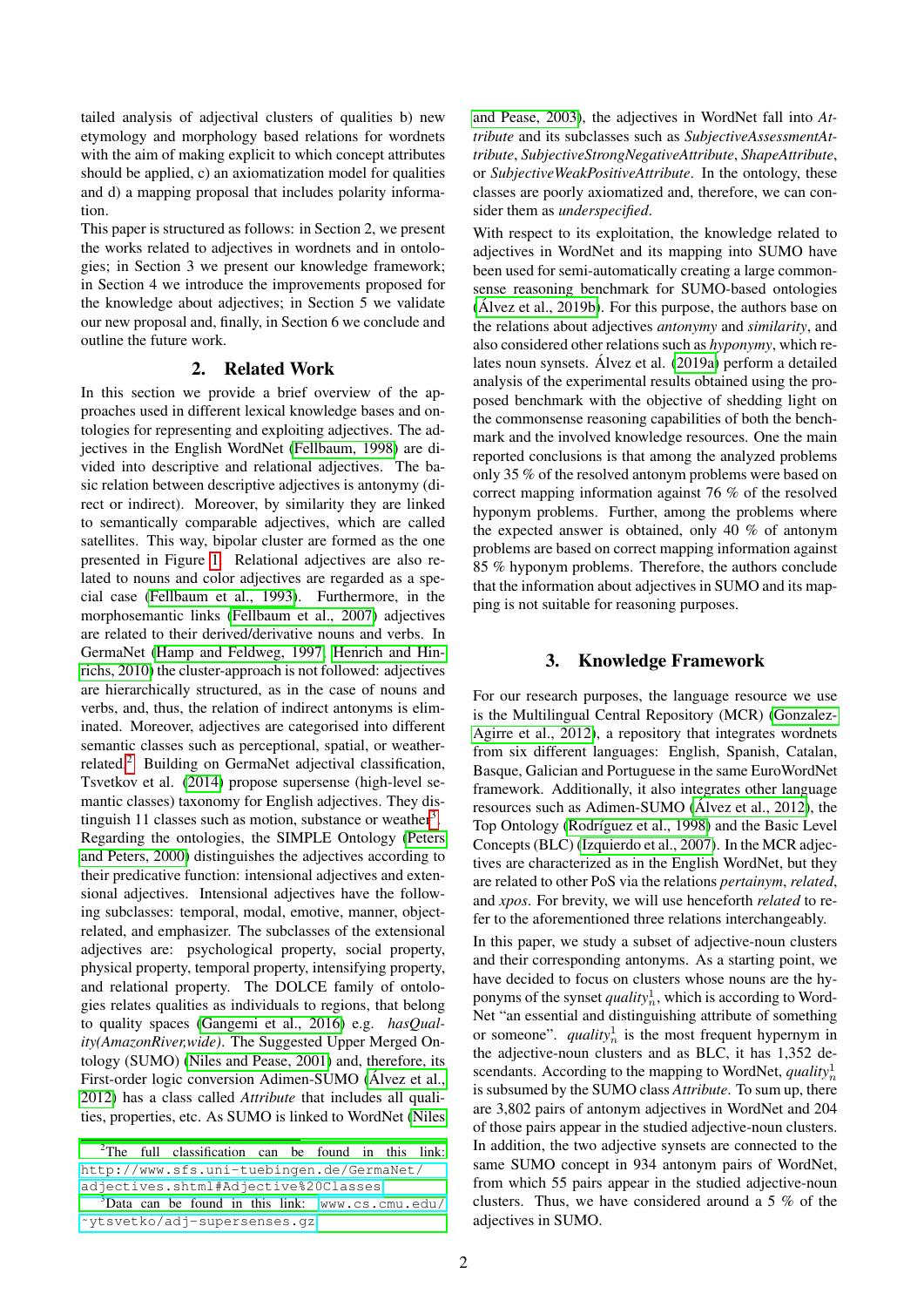tailed analysis of adjectival clusters of qualities b) new etymology and morphology based relations for wordnets with the aim of making explicit to which concept attributes should be applied, c) an axiomatization model for qualities and d) a mapping proposal that includes polarity information.

This paper is structured as follows: in Section 2, we present the works related to adjectives in wordnets and in ontologies; in Section 3 we present our knowledge framework; in Section 4 we introduce the improvements proposed for the knowledge about adjectives; in Section 5 we validate our new proposal and, finally, in Section 6 we conclude and outline the future work.

## 2. Related Work

In this section we provide a brief overview of the approaches used in different lexical knowledge bases and ontologies for representing and exploiting adjectives. The adjectives in the English WordNet (Fellbaum, 1998) are divided into descriptive and relational adjectives. The basic relation between descriptive adjectives is antonymy (direct or indirect). Moreover, by similarity they are linked to semantically comparable adjectives, which are called satellites. This way, bipolar cluster are formed as the one presented in Figure 1. Relational adjectives are also related to nouns and color adjectives are regarded as a special case (Fellbaum et al., 1993). Furthermore, in the morphosemantic links (Fellbaum et al., 2007) adjectives are related to their derived/derivative nouns and verbs. In GermaNet (Hamp and Feldweg, 1997; Henrich and Hinrichs, 2010) the cluster-approach is not followed: adjectives are hierarchically structured, as in the case of nouns and verbs, and, thus, the relation of indirect antonyms is eliminated. Moreover, adjectives are categorised into different semantic classes such as perceptional, spatial, or weather-related.[2] Building on GermaNet adjectival classification, Tsvetkov et al. (2014) propose supersense (high-level semantic classes) taxonomy for English adjectives. They distinguish 11 classes such as motion, substance or weather[3]. Regarding the ontologies, the SIMPLE Ontology (Peters and Peters, 2000) distinguishes the adjectives according to their predicative function: intensional adjectives and extensional adjectives. Intensional adjectives have the following subclasses: temporal, modal, emotive, manner, object-related, and emphasizer. The subclasses of the extensional adjectives are: psychological property, social property, physical property, temporal property, intensifying property, and relational property. The DOLCE family of ontologies relates qualities as individuals to regions, that belong to quality spaces (Gangemi et al., 2016) e.g. *hasQuality(AmazonRiver,wide)*. The Suggested Upper Merged Ontology (SUMO) (Niles and Pease, 2001) and, therefore, its First-order logic conversion Adimen-SUMO (Álvez et al., 2012) has a class called *Attribute* that includes all qualities, properties, etc. As SUMO is linked to WordNet (Niles and Pease, 2003), the adjectives in WordNet fall into *Attribute* and its subclasses such as *SubjectiveAssessmentAttribute*, *SubjectiveStrongNegativeAttribute*, *ShapeAttribute*, or *SubjectiveWeakPositiveAttribute*. In the ontology, these classes are poorly axiomatized and, therefore, we can consider them as *underspecified*.

With respect to its exploitation, the knowledge related to adjectives in WordNet and its mapping into SUMO have been used for semi-automatically creating a large commonsense reasoning benchmark for SUMO-based ontologies (Álvez et al., 2019b). For this purpose, the authors base on the relations about adjectives *antonymy* and *similarity*, and also considered other relations such as *hyponymy*, which relates noun synsets. Álvez et al. (2019a) perform a detailed analysis of the experimental results obtained using the proposed benchmark with the objective of shedding light on the commonsense reasoning capabilities of both the benchmark and the involved knowledge resources. One the main reported conclusions is that among the analyzed problems only 35 % of the resolved antonym problems were based on correct mapping information against 76 % of the resolved hyponym problems. Further, among the problems where the expected answer is obtained, only 40 % of antonym problems are based on correct mapping information against 85 % hyponym problems. Therefore, the authors conclude that the information about adjectives in SUMO and its mapping is not suitable for reasoning purposes.

## 3. Knowledge Framework

For our research purposes, the language resource we use is the Multilingual Central Repository (MCR) (Gonzalez-Agirre et al., 2012), a repository that integrates wordnets from six different languages: English, Spanish, Catalan, Basque, Galician and Portuguese in the same EuroWordNet framework. Additionally, it also integrates other language resources such as Adimen-SUMO (Álvez et al., 2012), the Top Ontology (Rodríguez et al., 1998) and the Basic Level Concepts (BLC) (Izquierdo et al., 2007). In the MCR adjectives are characterized as in the English WordNet, but they are related to other PoS via the relations *pertainym*, *related*, and *xpos*. For brevity, we will use henceforth *related* to refer to the aforementioned three relations interchangeably.

In this paper, we study a subset of adjective-noun clusters and their corresponding antonyms. As a starting point, we have decided to focus on clusters whose nouns are the hyponyms of the synset $quality^1_n$, which is according to WordNet "an essential and distinguishing attribute of something or someone". $quality^1_n$ is the most frequent hypernym in the adjective-noun clusters and as BLC, it has 1,352 descendants. According to the mapping to WordNet, $quality^1_n$ is subsumed by the SUMO class *Attribute*. To sum up, there are 3,802 pairs of antonym adjectives in WordNet and 204 of those pairs appear in the studied adjective-noun clusters. In addition, the two adjective synsets are connected to the same SUMO concept in 934 antonym pairs of WordNet, from which 55 pairs appear in the studied adjective-noun clusters. Thus, we have considered around a 5 % of the adjectives in SUMO.

[2]The full classification can be found in this link: http://www.sfs.uni-tuebingen.de/GermaNet/adjectives.shtml#Adjective%20Classes

[3]Data can be found in this link: www.cs.cmu.edu/~ytsvetko/adj-supersenses.gz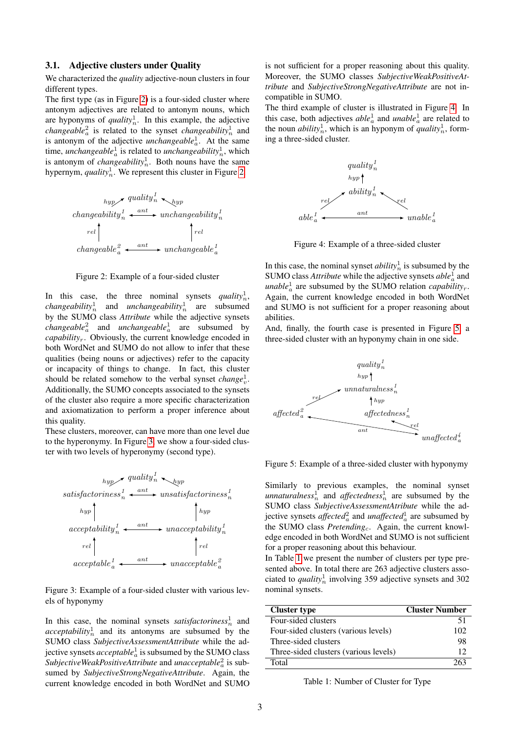### 3.1. Adjective clusters under Quality

We characterized the *quality* adjective-noun clusters in four different types.

The first type (as in Figure 2) is a four-sided cluster where antonym adjectives are related to antonym nouns, which are hyponyms of $quality^1_n$. In this example, the adjective $changeable^2_a$ is related to the synset $changeability^1_n$ and is antonym of the adjective $unchangeable^1_a$. At the same time, $unchangeable^1_a$ is related to $unchangeability^1_n$, which is antonym of $changeability^1_n$. Both nouns have the same hypernym, $quality^1_n$. We represent this cluster in Figure 2.

Figure 2: Example of a four-sided cluster

In this case, the three nominal synsets $quality^1_n$, $changeability^1_n$ and $unchangeability^1_n$ are subsumed by the SUMO class *Attribute* while the adjective synsets $changeable^2_a$ and $unchangeable^1_a$ are subsumed by $capability_r$. Obviously, the current knowledge encoded in both WordNet and SUMO do not allow to infer that these qualities (being nouns or adjectives) refer to the capacity or incapacity of things to change. In fact, this cluster should be related somehow to the verbal synset $change^1_v$. Additionally, the SUMO concepts associated to the synsets of the cluster also require a more specific characterization and axiomatization to perform a proper inference about this quality.

These clusters, moreover, can have more than one level due to the hyperonymy. In Figure 3, we show a four-sided cluster with two levels of hyperonymy (second type).

Figure 3: Example of a four-sided cluster with various levels of hyponymy

In this case, the nominal synsets $satisfactoriness^1_n$ and $acceptability^1_n$ and its antonyms are subsumed by the SUMO class *SubjectiveAssessmentAttribute* while the adjective synsets $acceptable^1_a$ is subsumed by the SUMO class *SubjectiveWeakPositiveAttribute* and $unacceptable^2_a$ is subsumed by *SubjectiveStrongNegativeAttribute*. Again, the current knowledge encoded in both WordNet and SUMO is not sufficient for a proper reasoning about this quality. Moreover, the SUMO classes *SubjectiveWeakPositiveAttribute* and *SubjectiveStrongNegativeAttribute* are not incompatible in SUMO.

The third example of cluster is illustrated in Figure 4. In this case, both adjectives $able^1_a$ and $unable^1_a$ are related to the noun $ability^1_n$, which is an hyponym of $quality^1_n$, forming a three-sided cluster.

Figure 4: Example of a three-sided cluster

In this case, the nominal synset $ability^1_n$ is subsumed by the SUMO class *Attribute* while the adjective synsets $able^1_a$ and $unable^1_a$ are subsumed by the SUMO relation $capability_r$. Again, the current knowledge encoded in both WordNet and SUMO is not sufficient for a proper reasoning about abilities.

And, finally, the fourth case is presented in Figure 5, a three-sided cluster with an hyponymy chain in one side.

Figure 5: Example of a three-sided cluster with hyponymy

Similarly to previous examples, the nominal synset $unnaturalness^1_n$ and $affectedness^1_n$ are subsumed by the SUMO class *SubjectiveAssessmentAtribute* while the adjective synsets $affected^2_a$ and $unaffected^1_a$ are subsumed by the SUMO class $Pretending_c$. Again, the current knowledge encoded in both WordNet and SUMO is not sufficient for a proper reasoning about this behaviour.

In Table 1 we present the number of clusters per type presented above. In total there are 263 adjective clusters associated to $quality^1_n$ involving 359 adjective synsets and 302 nominal synsets.

| Cluster type | Cluster Number |
|---|---|
| Four-sided clusters | 51 |
| Four-sided clusters (various levels) | 102 |
| Three-sided clusters | 98 |
| Three-sided clusters (various levels) | 12 |
| Total | 263 |

Table 1: Number of Cluster for Type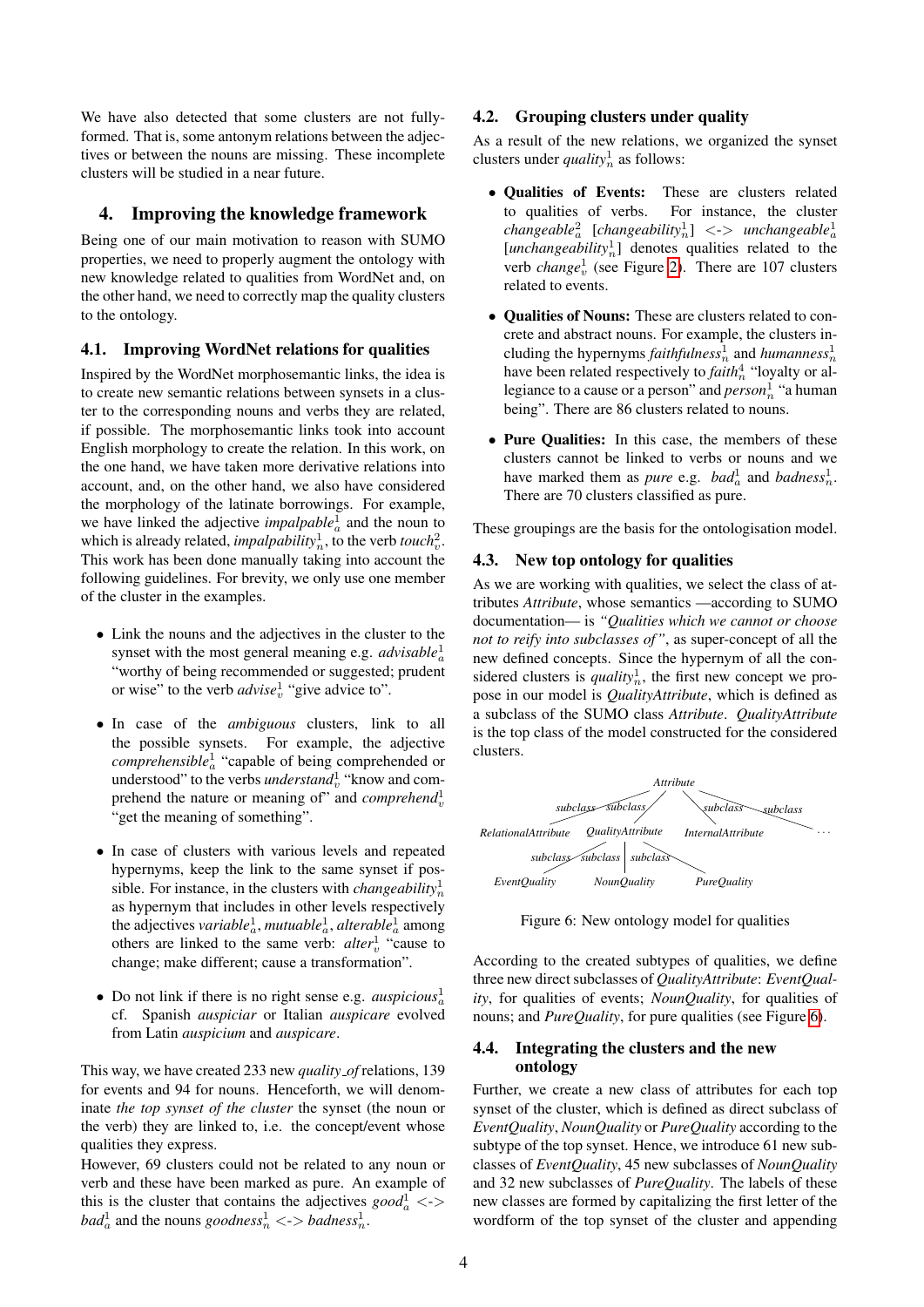We have also detected that some clusters are not fully-formed. That is, some antonym relations between the adjectives or between the nouns are missing. These incomplete clusters will be studied in a near future.

## 4. Improving the knowledge framework

Being one of our main motivation to reason with SUMO properties, we need to properly augment the ontology with new knowledge related to qualities from WordNet and, on the other hand, we need to correctly map the quality clusters to the ontology.

### 4.1. Improving WordNet relations for qualities

Inspired by the WordNet morphosemantic links, the idea is to create new semantic relations between synsets in a cluster to the corresponding nouns and verbs they are related, if possible. The morphosemantic links took into account English morphology to create the relation. In this work, on the one hand, we have taken more derivative relations into account, and, on the other hand, we also have considered the morphology of the latinate borrowings. For example, we have linked the adjective $impalpable^1_a$ and the noun to which is already related, $impalpability^1_n$, to the verb $touch^2_v$. This work has been done manually taking into account the following guidelines. For brevity, we only use one member of the cluster in the examples.

- Link the nouns and the adjectives in the cluster to the synset with the most general meaning e.g. $advisable^1_a$ "worthy of being recommended or suggested; prudent or wise" to the verb $advise^1_v$ "give advice to".
- In case of the *ambiguous* clusters, link to all the possible synsets. For example, the adjective $comprehensible^1_a$ "capable of being comprehended or understood" to the verbs $understand^1_v$ "know and comprehend the nature or meaning of" and $comprehend^1_v$ "get the meaning of something".
- In case of clusters with various levels and repeated hypernyms, keep the link to the same synset if possible. For instance, in the clusters with $changeability^1_n$ as hypernym that includes in other levels respectively the adjectives $variable^1_a$, $mutuable^1_a$, $alterable^1_a$ among others are linked to the same verb: $alter^1_v$ "cause to change; make different; cause a transformation".
- Do not link if there is no right sense e.g. $auspicious^1_a$ cf. Spanish *auspiciar* or Italian *auspicare* evolved from Latin *auspicium* and *auspicare*.

This way, we have created 233 new *quality_of* relations, 139 for events and 94 for nouns. Henceforth, we will denominate *the top synset of the cluster* the synset (the noun or the verb) they are linked to, i.e. the concept/event whose qualities they express.

However, 69 clusters could not be related to any noun or verb and these have been marked as pure. An example of this is the cluster that contains the adjectives $good^1_a$ <-> $bad^1_a$ and the nouns $goodness^1_n$ <-> $badness^1_n$.

### 4.2. Grouping clusters under quality

As a result of the new relations, we organized the synset clusters under $quality^1_n$ as follows:

- **Qualities of Events:** These are clusters related to qualities of verbs. For instance, the cluster $changeable^2_a$ [$changeability^1_n$] <-> $unchangeable^1_a$ [$unchangeability^1_n$] denotes qualities related to the verb $change^1_v$ (see Figure 2). There are 107 clusters related to events.
- **Qualities of Nouns:** These are clusters related to concrete and abstract nouns. For example, the clusters including the hypernyms $faithfulness^1_n$ and $humanness^1_n$ have been related respectively to $faith^4_n$ "loyalty or allegiance to a cause or a person" and $person^1_n$ "a human being". There are 86 clusters related to nouns.
- **Pure Qualities:** In this case, the members of these clusters cannot be linked to verbs or nouns and we have marked them as *pure* e.g. $bad^1_a$ and $badness^1_n$. There are 70 clusters classified as pure.

These groupings are the basis for the ontologisation model.

### 4.3. New top ontology for qualities

As we are working with qualities, we select the class of attributes *Attribute*, whose semantics —according to SUMO documentation— is *"Qualities which we cannot or choose not to reify into subclasses of"*, as super-concept of all the new defined concepts. Since the hypernym of all the considered clusters is $quality^1_n$, the first new concept we propose in our model is *QualityAttribute*, which is defined as a subclass of the SUMO class *Attribute*. *QualityAttribute* is the top class of the model constructed for the considered clusters.

```
                              Attribute
            subclass   subclass /      \ subclass    subclass
RelationalAttribute   QualityAttribute   InternalAttribute   ...
          subclass   subclass | subclass
EventQuality        NounQuality        PureQuality
```

Figure 6: New ontology model for qualities

According to the created subtypes of qualities, we define three new direct subclasses of *QualityAttribute*: *EventQuality*, for qualities of events; *NounQuality*, for qualities of nouns; and *PureQuality*, for pure qualities (see Figure 6).

### 4.4. Integrating the clusters and the new ontology

Further, we create a new class of attributes for each top synset of the cluster, which is defined as direct subclass of *EventQuality*, *NounQuality* or *PureQuality* according to the subtype of the top synset. Hence, we introduce 61 new subclasses of *EventQuality*, 45 new subclasses of *NounQuality* and 32 new subclasses of *PureQuality*. The labels of these new classes are formed by capitalizing the first letter of the wordform of the top synset of the cluster and appending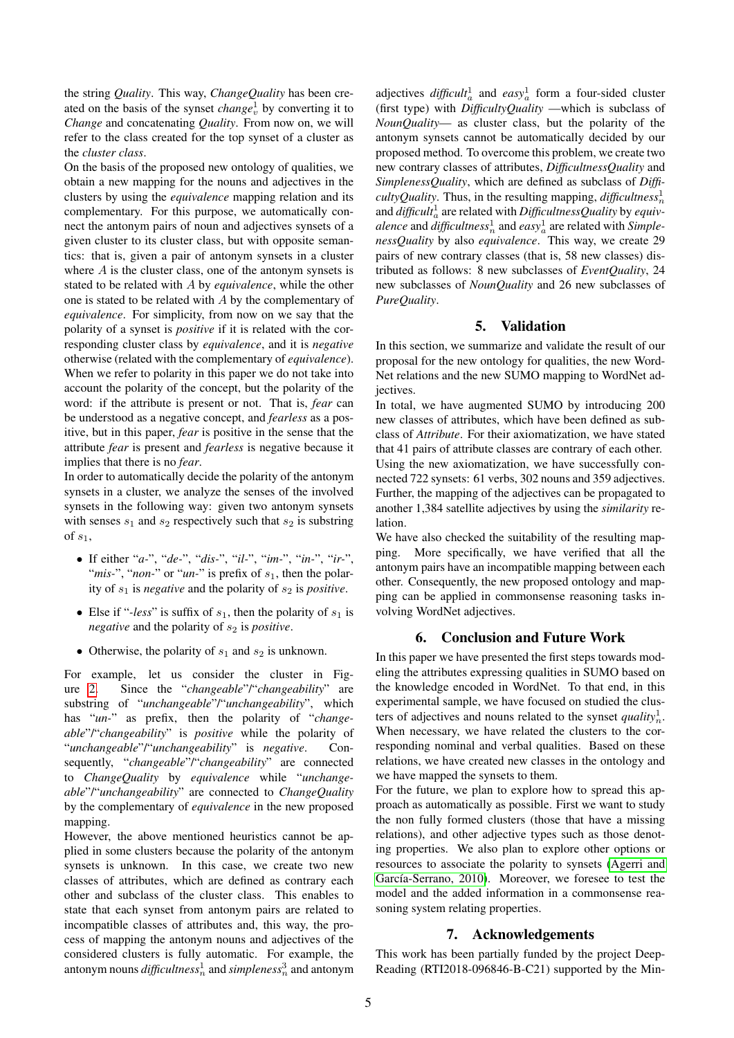the string *Quality*. This way, *ChangeQuality* has been created on the basis of the synset *change*$_v^1$ by converting it to *Change* and concatenating *Quality*. From now on, we will refer to the class created for the top synset of a cluster as the *cluster class*.

On the basis of the proposed new ontology of qualities, we obtain a new mapping for the nouns and adjectives in the clusters by using the *equivalence* mapping relation and its complementary. For this purpose, we automatically connect the antonym pairs of noun and adjectives synsets of a given cluster to its cluster class, but with opposite semantics: that is, given a pair of antonym synsets in a cluster where $A$ is the cluster class, one of the antonym synsets is stated to be related with $A$ by *equivalence*, while the other one is stated to be related with $A$ by the complementary of *equivalence*. For simplicity, from now on we say that the polarity of a synset is *positive* if it is related with the corresponding cluster class by *equivalence*, and it is *negative* otherwise (related with the complementary of *equivalence*). When we refer to polarity in this paper we do not take into account the polarity of the concept, but the polarity of the word: if the attribute is present or not. That is, *fear* can be understood as a negative concept, and *fearless* as a positive, but in this paper, *fear* is positive in the sense that the attribute *fear* is present and *fearless* is negative because it implies that there is no *fear*.

In order to automatically decide the polarity of the antonym synsets in a cluster, we analyze the senses of the involved synsets in the following way: given two antonym synsets with senses $s_1$ and $s_2$ respectively such that $s_2$ is substring of $s_1$,

- If either "*a-*", "*de-*", "*dis-*", "*il-*", "*im-*", "*in-*", "*ir-*", "*mis-*", "*non-*" or "*un-*" is prefix of $s_1$, then the polarity of $s_1$ is *negative* and the polarity of $s_2$ is *positive*.
- Else if "*-less*" is suffix of $s_1$, then the polarity of $s_1$ is *negative* and the polarity of $s_2$ is *positive*.
- Otherwise, the polarity of $s_1$ and $s_2$ is unknown.

For example, let us consider the cluster in Figure 2. Since the "*changeable*"/"*changeability*" are substring of "*unchangeable*"/"*unchangeability*", which has "*un-*" as prefix, then the polarity of "*changeable*"/"*changeability*" is *positive* while the polarity of "*unchangeable*"/"*unchangeability*" is *negative*. Consequently, "*changeable*"/"*changeability*" are connected to *ChangeQuality* by *equivalence* while "*unchangeable*"/"*unchangeability*" are connected to *ChangeQuality* by the complementary of *equivalence* in the new proposed mapping.

However, the above mentioned heuristics cannot be applied in some clusters because the polarity of the antonym synsets is unknown. In this case, we create two new classes of attributes, which are defined as contrary each other and subclass of the cluster class. This enables to state that each synset from antonym pairs are related to incompatible classes of attributes and, this way, the process of mapping the antonym nouns and adjectives of the considered clusters is fully automatic. For example, the antonym nouns *difficultness*$_n^1$ and *simpleness*$_n^3$ and antonym adjectives *difficult*$_a^1$ and *easy*$_a^1$ form a four-sided cluster (first type) with *DifficultyQuality* —which is subclass of *NounQuality*— as cluster class, but the polarity of the antonym synsets cannot be automatically decided by our proposed method. To overcome this problem, we create two new contrary classes of attributes, *DifficultnessQuality* and *SimplenessQuality*, which are defined as subclass of *DifficultyQuality*. Thus, in the resulting mapping, *difficultness*$_n^1$ and *difficult*$_a^1$ are related with *DifficultnessQuality* by *equivalence* and *difficultness*$_n^1$ and *easy*$_a^1$ are related with *SimplenessQuality* by also *equivalence*. This way, we create 29 pairs of new contrary classes (that is, 58 new classes) distributed as follows: 8 new subclasses of *EventQuality*, 24 new subclasses of *NounQuality* and 26 new subclasses of *PureQuality*.

## 5. Validation

In this section, we summarize and validate the result of our proposal for the new ontology for qualities, the new WordNet relations and the new SUMO mapping to WordNet adjectives.

In total, we have augmented SUMO by introducing 200 new classes of attributes, which have been defined as subclass of *Attribute*. For their axiomatization, we have stated that 41 pairs of attribute classes are contrary of each other.

Using the new axiomatization, we have successfully connected 722 synsets: 61 verbs, 302 nouns and 359 adjectives. Further, the mapping of the adjectives can be propagated to another 1,384 satellite adjectives by using the *similarity* relation.

We have also checked the suitability of the resulting mapping. More specifically, we have verified that all the antonym pairs have an incompatible mapping between each other. Consequently, the new proposed ontology and mapping can be applied in commonsense reasoning tasks involving WordNet adjectives.

## 6. Conclusion and Future Work

In this paper we have presented the first steps towards modeling the attributes expressing qualities in SUMO based on the knowledge encoded in WordNet. To that end, in this experimental sample, we have focused on studied the clusters of adjectives and nouns related to the synset *quality*$_n^1$. When necessary, we have related the clusters to the corresponding nominal and verbal qualities. Based on these relations, we have created new classes in the ontology and we have mapped the synsets to them.

For the future, we plan to explore how to spread this approach as automatically as possible. First we want to study the non fully formed clusters (those that have a missing relations), and other adjective types such as those denoting properties. We also plan to explore other options or resources to associate the polarity to synsets (Agerri and García-Serrano, 2010). Moreover, we foresee to test the model and the added information in a commonsense reasoning system relating properties.

## 7. Acknowledgements

This work has been partially funded by the project DeepReading (RTI2018-096846-B-C21) supported by the Min-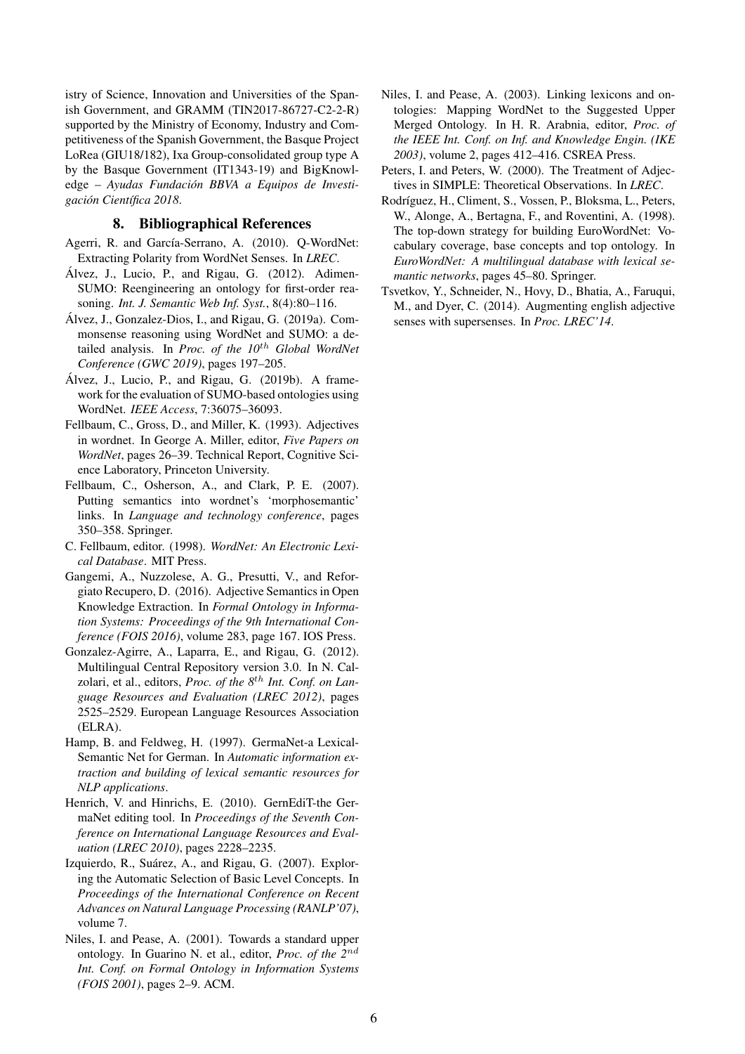istry of Science, Innovation and Universities of the Spanish Government, and GRAMM (TIN2017-86727-C2-2-R) supported by the Ministry of Economy, Industry and Competitiveness of the Spanish Government, the Basque Project LoRea (GIU18/182), Ixa Group-consolidated group type A by the Basque Government (IT1343-19) and BigKnowledge – *Ayudas Fundación BBVA a Equipos de Investigación Científica 2018*.

## 8. Bibliographical References

Agerri, R. and García-Serrano, A. (2010). Q-WordNet: Extracting Polarity from WordNet Senses. In *LREC*.

Álvez, J., Lucio, P., and Rigau, G. (2012). Adimen-SUMO: Reengineering an ontology for first-order reasoning. *Int. J. Semantic Web Inf. Syst.*, 8(4):80–116.

Álvez, J., Gonzalez-Dios, I., and Rigau, G. (2019a). Commonsense reasoning using WordNet and SUMO: a detailed analysis. In *Proc. of the 10$^{th}$ Global WordNet Conference (GWC 2019)*, pages 197–205.

Álvez, J., Lucio, P., and Rigau, G. (2019b). A framework for the evaluation of SUMO-based ontologies using WordNet. *IEEE Access*, 7:36075–36093.

Fellbaum, C., Gross, D., and Miller, K. (1993). Adjectives in wordnet. In George A. Miller, editor, *Five Papers on WordNet*, pages 26–39. Technical Report, Cognitive Science Laboratory, Princeton University.

Fellbaum, C., Osherson, A., and Clark, P. E. (2007). Putting semantics into wordnet's 'morphosemantic' links. In *Language and technology conference*, pages 350–358. Springer.

C. Fellbaum, editor. (1998). *WordNet: An Electronic Lexical Database*. MIT Press.

Gangemi, A., Nuzzolese, A. G., Presutti, V., and Reforgiato Recupero, D. (2016). Adjective Semantics in Open Knowledge Extraction. In *Formal Ontology in Information Systems: Proceedings of the 9th International Conference (FOIS 2016)*, volume 283, page 167. IOS Press.

Gonzalez-Agirre, A., Laparra, E., and Rigau, G. (2012). Multilingual Central Repository version 3.0. In N. Calzolari, et al., editors, *Proc. of the 8$^{th}$ Int. Conf. on Language Resources and Evaluation (LREC 2012)*, pages 2525–2529. European Language Resources Association (ELRA).

Hamp, B. and Feldweg, H. (1997). GermaNet-a Lexical-Semantic Net for German. In *Automatic information extraction and building of lexical semantic resources for NLP applications*.

Henrich, V. and Hinrichs, E. (2010). GernEdiT-the GermaNet editing tool. In *Proceedings of the Seventh Conference on International Language Resources and Evaluation (LREC 2010)*, pages 2228–2235.

Izquierdo, R., Suárez, A., and Rigau, G. (2007). Exploring the Automatic Selection of Basic Level Concepts. In *Proceedings of the International Conference on Recent Advances on Natural Language Processing (RANLP'07)*, volume 7.

Niles, I. and Pease, A. (2001). Towards a standard upper ontology. In Guarino N. et al., editor, *Proc. of the 2$^{nd}$ Int. Conf. on Formal Ontology in Information Systems (FOIS 2001)*, pages 2–9. ACM.

Niles, I. and Pease, A. (2003). Linking lexicons and ontologies: Mapping WordNet to the Suggested Upper Merged Ontology. In H. R. Arabnia, editor, *Proc. of the IEEE Int. Conf. on Inf. and Knowledge Engin. (IKE 2003)*, volume 2, pages 412–416. CSREA Press.

Peters, I. and Peters, W. (2000). The Treatment of Adjectives in SIMPLE: Theoretical Observations. In *LREC*.

Rodríguez, H., Climent, S., Vossen, P., Bloksma, L., Peters, W., Alonge, A., Bertagna, F., and Roventini, A. (1998). The top-down strategy for building EuroWordNet: Vocabulary coverage, base concepts and top ontology. In *EuroWordNet: A multilingual database with lexical semantic networks*, pages 45–80. Springer.

Tsvetkov, Y., Schneider, N., Hovy, D., Bhatia, A., Faruqui, M., and Dyer, C. (2014). Augmenting english adjective senses with supersenses. In *Proc. LREC'14*.